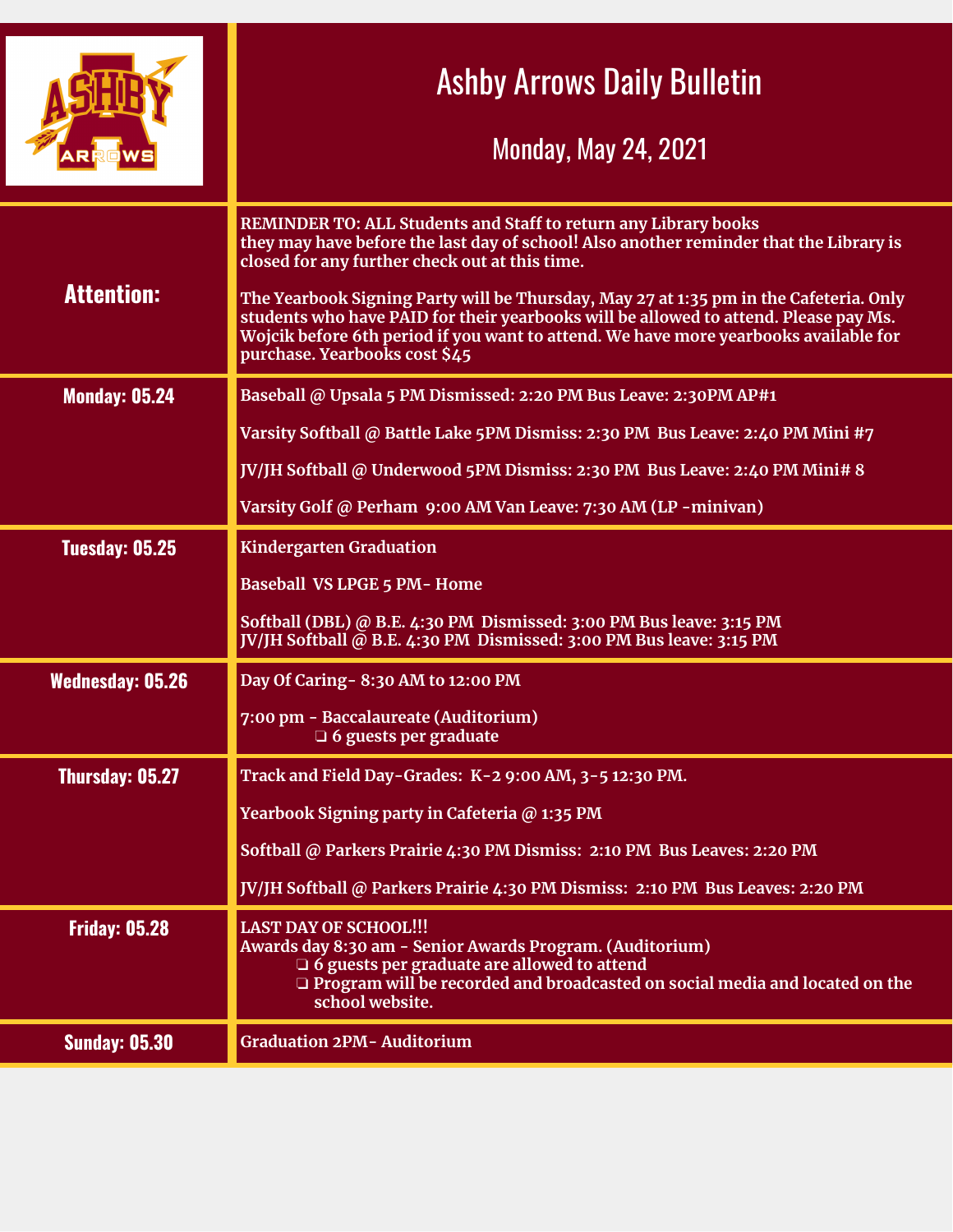# Ashby Arrows Daily Bulletin

## Monday, May 24, 2021

| | |
|---|---|
| **Attention:** | **REMINDER TO: ALL Students and Staff to return any Library books they may have before the last day of school! Also another reminder that the Library is closed for any further check out at this time.**<br><br>**The Yearbook Signing Party will be Thursday, May 27 at 1:35 pm in the Cafeteria. Only students who have PAID for their yearbooks will be allowed to attend. Please pay Ms. Wojcik before 6th period if you want to attend. We have more yearbooks available for purchase. Yearbooks cost $45** |
| **Monday: 05.24** | **Baseball @ Upsala 5 PM Dismissed: 2:20 PM Bus Leave: 2:30PM AP#1**<br><br>**Varsity Softball @ Battle Lake 5PM Dismiss: 2:30 PM Bus Leave: 2:40 PM Mini #7**<br><br>**JV/JH Softball @ Underwood 5PM Dismiss: 2:30 PM Bus Leave: 2:40 PM Mini# 8**<br><br>**Varsity Golf @ Perham 9:00 AM Van Leave: 7:30 AM (LP -minivan)** |
| **Tuesday: 05.25** | **Kindergarten Graduation**<br><br>**Baseball VS LPGE 5 PM- Home**<br><br>**Softball (DBL) @ B.E. 4:30 PM Dismissed: 3:00 PM Bus leave: 3:15 PM**<br>**JV/JH Softball @ B.E. 4:30 PM Dismissed: 3:00 PM Bus leave: 3:15 PM** |
| **Wednesday: 05.26** | **Day Of Caring- 8:30 AM to 12:00 PM**<br><br>**7:00 pm - Baccalaureate (Auditorium)**<br>❏ **6 guests per graduate** |
| **Thursday: 05.27** | **Track and Field Day-Grades: K-2 9:00 AM, 3-5 12:30 PM.**<br><br>**Yearbook Signing party in Cafeteria @ 1:35 PM**<br><br>**Softball @ Parkers Prairie 4:30 PM Dismiss: 2:10 PM Bus Leaves: 2:20 PM**<br><br>**JV/JH Softball @ Parkers Prairie 4:30 PM Dismiss: 2:10 PM Bus Leaves: 2:20 PM** |
| **Friday: 05.28** | **LAST DAY OF SCHOOL!!!**<br>**Awards day 8:30 am - Senior Awards Program. (Auditorium)**<br>❏ **6 guests per graduate are allowed to attend**<br>❏ **Program will be recorded and broadcasted on social media and located on the school website.** |
| **Sunday: 05.30** | **Graduation 2PM- Auditorium** |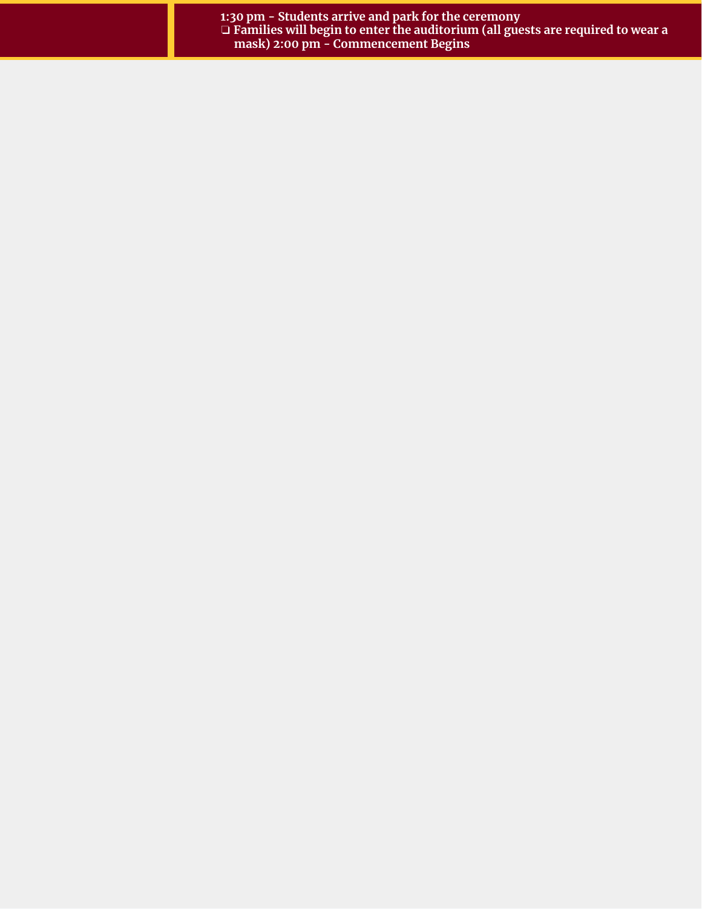1:30 pm - Students arrive and park for the ceremony

- ❑ Families will begin to enter the auditorium (all guests are required to wear a mask) 2:00 pm - Commencement Begins